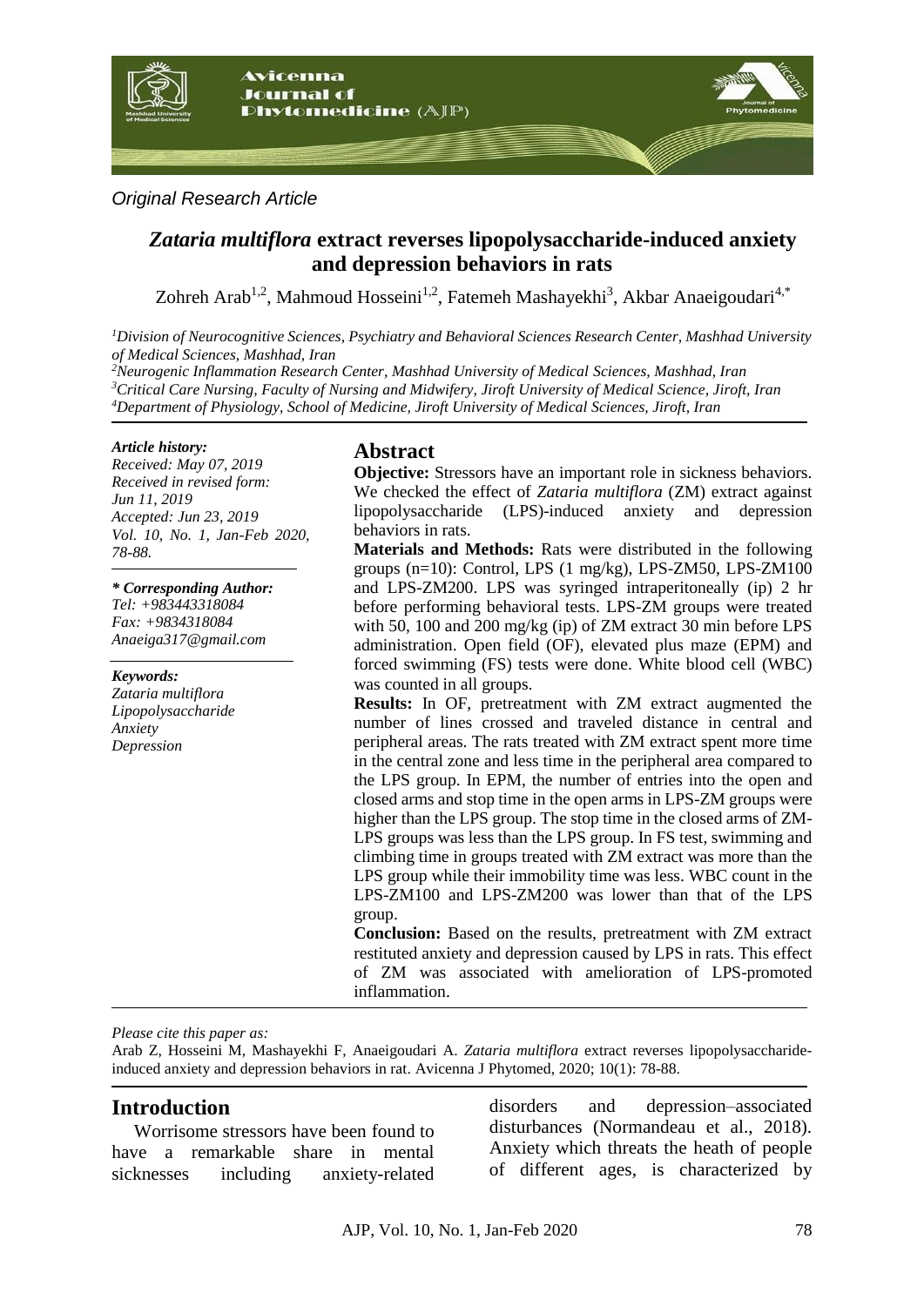*Original Research Article*

# *Zataria multiflora* extract reverses lipopolysaccharide-induced anxiety and depression behaviors in rats

Zohreh Arab[1,2], Mahmoud Hosseini[1,2], Fatemeh Mashayekhi[3], Akbar Anaeigoudari[4,*]

[1]*Division of Neurocognitive Sciences, Psychiatry and Behavioral Sciences Research Center, Mashhad University of Medical Sciences, Mashhad, Iran*

[2]*Neurogenic Inflammation Research Center, Mashhad University of Medical Sciences, Mashhad, Iran*

[3]*Critical Care Nursing, Faculty of Nursing and Midwifery, Jiroft University of Medical Science, Jiroft, Iran*

[4]*Department of Physiology, School of Medicine, Jiroft University of Medical Sciences, Jiroft, Iran*

***Article history:***
*Received: May 07, 2019*
*Received in revised form: Jun 11, 2019*
*Accepted: Jun 23, 2019*
*Vol. 10, No. 1, Jan-Feb 2020, 78-88.*

***\* Corresponding Author:***
*Tel: +983443318084*
*Fax: +9834318084*
*Anaeiga317@gmail.com*

***Keywords:***
*Zataria multiflora*
*Lipopolysaccharide*
*Anxiety*
*Depression*

## Abstract

**Objective:** Stressors have an important role in sickness behaviors. We checked the effect of *Zataria multiflora* (ZM) extract against lipopolysaccharide (LPS)-induced anxiety and depression behaviors in rats.

**Materials and Methods:** Rats were distributed in the following groups (n=10): Control, LPS (1 mg/kg), LPS-ZM50, LPS-ZM100 and LPS-ZM200. LPS was syringed intraperitoneally (ip) 2 hr before performing behavioral tests. LPS-ZM groups were treated with 50, 100 and 200 mg/kg (ip) of ZM extract 30 min before LPS administration. Open field (OF), elevated plus maze (EPM) and forced swimming (FS) tests were done. White blood cell (WBC) was counted in all groups.

**Results:** In OF, pretreatment with ZM extract augmented the number of lines crossed and traveled distance in central and peripheral areas. The rats treated with ZM extract spent more time in the central zone and less time in the peripheral area compared to the LPS group. In EPM, the number of entries into the open and closed arms and stop time in the open arms in LPS-ZM groups were higher than the LPS group. The stop time in the closed arms of ZM-LPS groups was less than the LPS group. In FS test, swimming and climbing time in groups treated with ZM extract was more than the LPS group while their immobility time was less. WBC count in the LPS-ZM100 and LPS-ZM200 was lower than that of the LPS group.

**Conclusion:** Based on the results, pretreatment with ZM extract restituted anxiety and depression caused by LPS in rats. This effect of ZM was associated with amelioration of LPS-promoted inflammation.

*Please cite this paper as:*
Arab Z, Hosseini M, Mashayekhi F, Anaeigoudari A. *Zataria multiflora* extract reverses lipopolysaccharide-induced anxiety and depression behaviors in rat. Avicenna J Phytomed, 2020; 10(1): 78-88.

## Introduction

Worrisome stressors have been found to have a remarkable share in mental sicknesses including anxiety-related disorders and depression–associated disturbances (Normandeau et al., 2018). Anxiety which threats the heath of people of different ages, is characterized by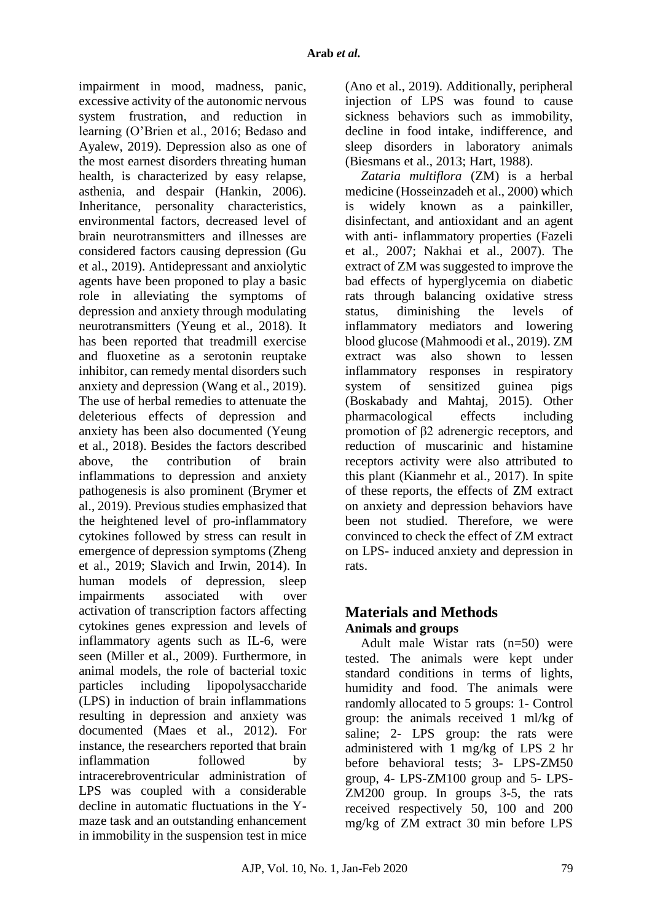impairment in mood, madness, panic, excessive activity of the autonomic nervous system frustration, and reduction in learning (O'Brien et al., 2016; Bedaso and Ayalew, 2019). Depression also as one of the most earnest disorders threating human health, is characterized by easy relapse, asthenia, and despair (Hankin, 2006). Inheritance, personality characteristics, environmental factors, decreased level of brain neurotransmitters and illnesses are considered factors causing depression (Gu et al., 2019). Antidepressant and anxiolytic agents have been proponed to play a basic role in alleviating the symptoms of depression and anxiety through modulating neurotransmitters (Yeung et al., 2018). It has been reported that treadmill exercise and fluoxetine as a serotonin reuptake inhibitor, can remedy mental disorders such anxiety and depression (Wang et al., 2019). The use of herbal remedies to attenuate the deleterious effects of depression and anxiety has been also documented (Yeung et al., 2018). Besides the factors described above, the contribution of brain inflammations to depression and anxiety pathogenesis is also prominent (Brymer et al., 2019). Previous studies emphasized that the heightened level of pro-inflammatory cytokines followed by stress can result in emergence of depression symptoms (Zheng et al., 2019; Slavich and Irwin, 2014). In human models of depression, sleep impairments associated with over activation of transcription factors affecting cytokines genes expression and levels of inflammatory agents such as IL-6, were seen (Miller et al., 2009). Furthermore, in animal models, the role of bacterial toxic particles including lipopolysaccharide (LPS) in induction of brain inflammations resulting in depression and anxiety was documented (Maes et al., 2012). For instance, the researchers reported that brain inflammation followed by intracerebroventricular administration of LPS was coupled with a considerable decline in automatic fluctuations in the Y-maze task and an outstanding enhancement in immobility in the suspension test in mice (Ano et al., 2019). Additionally, peripheral injection of LPS was found to cause sickness behaviors such as immobility, decline in food intake, indifference, and sleep disorders in laboratory animals (Biesmans et al., 2013; Hart, 1988).

*Zataria multiflora* (ZM) is a herbal medicine (Hosseinzadeh et al., 2000) which is widely known as a painkiller, disinfectant, and antioxidant and an agent with anti- inflammatory properties (Fazeli et al., 2007; Nakhai et al., 2007). The extract of ZM was suggested to improve the bad effects of hyperglycemia on diabetic rats through balancing oxidative stress status, diminishing the levels of inflammatory mediators and lowering blood glucose (Mahmoodi et al., 2019). ZM extract was also shown to lessen inflammatory responses in respiratory system of sensitized guinea pigs (Boskabady and Mahtaj, 2015). Other pharmacological effects including promotion of β2 adrenergic receptors, and reduction of muscarinic and histamine receptors activity were also attributed to this plant (Kianmehr et al., 2017). In spite of these reports, the effects of ZM extract on anxiety and depression behaviors have been not studied. Therefore, we were convinced to check the effect of ZM extract on LPS- induced anxiety and depression in rats.

## Materials and Methods

### Animals and groups

Adult male Wistar rats (n=50) were tested. The animals were kept under standard conditions in terms of lights, humidity and food. The animals were randomly allocated to 5 groups: 1- Control group: the animals received 1 ml/kg of saline; 2- LPS group: the rats were administered with 1 mg/kg of LPS 2 hr before behavioral tests; 3- LPS-ZM50 group, 4- LPS-ZM100 group and 5- LPS-ZM200 group. In groups 3-5, the rats received respectively 50, 100 and 200 mg/kg of ZM extract 30 min before LPS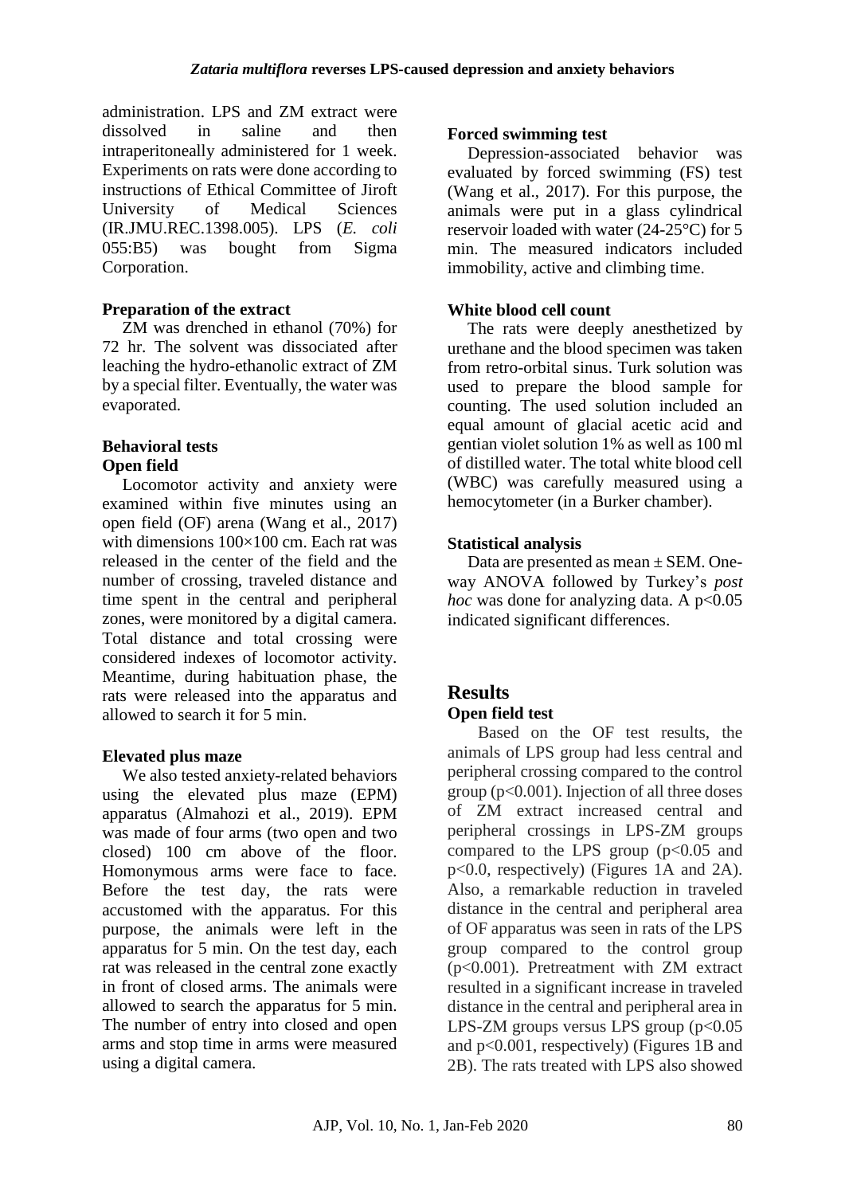administration. LPS and ZM extract were dissolved in saline and then intraperitoneally administered for 1 week. Experiments on rats were done according to instructions of Ethical Committee of Jiroft University of Medical Sciences (IR.JMU.REC.1398.005). LPS (*E. coli* 055:B5) was bought from Sigma Corporation.

### Preparation of the extract

ZM was drenched in ethanol (70%) for 72 hr. The solvent was dissociated after leaching the hydro-ethanolic extract of ZM by a special filter. Eventually, the water was evaporated.

### Behavioral tests

#### Open field

Locomotor activity and anxiety were examined within five minutes using an open field (OF) arena (Wang et al., 2017) with dimensions 100×100 cm. Each rat was released in the center of the field and the number of crossing, traveled distance and time spent in the central and peripheral zones, were monitored by a digital camera. Total distance and total crossing were considered indexes of locomotor activity. Meantime, during habituation phase, the rats were released into the apparatus and allowed to search it for 5 min.

#### Elevated plus maze

We also tested anxiety-related behaviors using the elevated plus maze (EPM) apparatus (Almahozi et al., 2019). EPM was made of four arms (two open and two closed) 100 cm above of the floor. Homonymous arms were face to face. Before the test day, the rats were accustomed with the apparatus. For this purpose, the animals were left in the apparatus for 5 min. On the test day, each rat was released in the central zone exactly in front of closed arms. The animals were allowed to search the apparatus for 5 min. The number of entry into closed and open arms and stop time in arms were measured using a digital camera.

#### Forced swimming test

Depression-associated behavior was evaluated by forced swimming (FS) test (Wang et al., 2017). For this purpose, the animals were put in a glass cylindrical reservoir loaded with water (24-25°C) for 5 min. The measured indicators included immobility, active and climbing time.

### White blood cell count

The rats were deeply anesthetized by urethane and the blood specimen was taken from retro-orbital sinus. Turk solution was used to prepare the blood sample for counting. The used solution included an equal amount of glacial acetic acid and gentian violet solution 1% as well as 100 ml of distilled water. The total white blood cell (WBC) was carefully measured using a hemocytometer (in a Burker chamber).

### Statistical analysis

Data are presented as mean ± SEM. One-way ANOVA followed by Turkey's *post hoc* was done for analyzing data. A $p<0.05$ indicated significant differences.

## Results

### Open field test

Based on the OF test results, the animals of LPS group had less central and peripheral crossing compared to the control group ($p<0.001$). Injection of all three doses of ZM extract increased central and peripheral crossings in LPS-ZM groups compared to the LPS group ($p<0.05$ and $p<0.0$, respectively) (Figures 1A and 2A). Also, a remarkable reduction in traveled distance in the central and peripheral area of OF apparatus was seen in rats of the LPS group compared to the control group ($p<0.001$). Pretreatment with ZM extract resulted in a significant increase in traveled distance in the central and peripheral area in LPS-ZM groups versus LPS group ($p<0.05$ and $p<0.001$, respectively) (Figures 1B and 2B). The rats treated with LPS also showed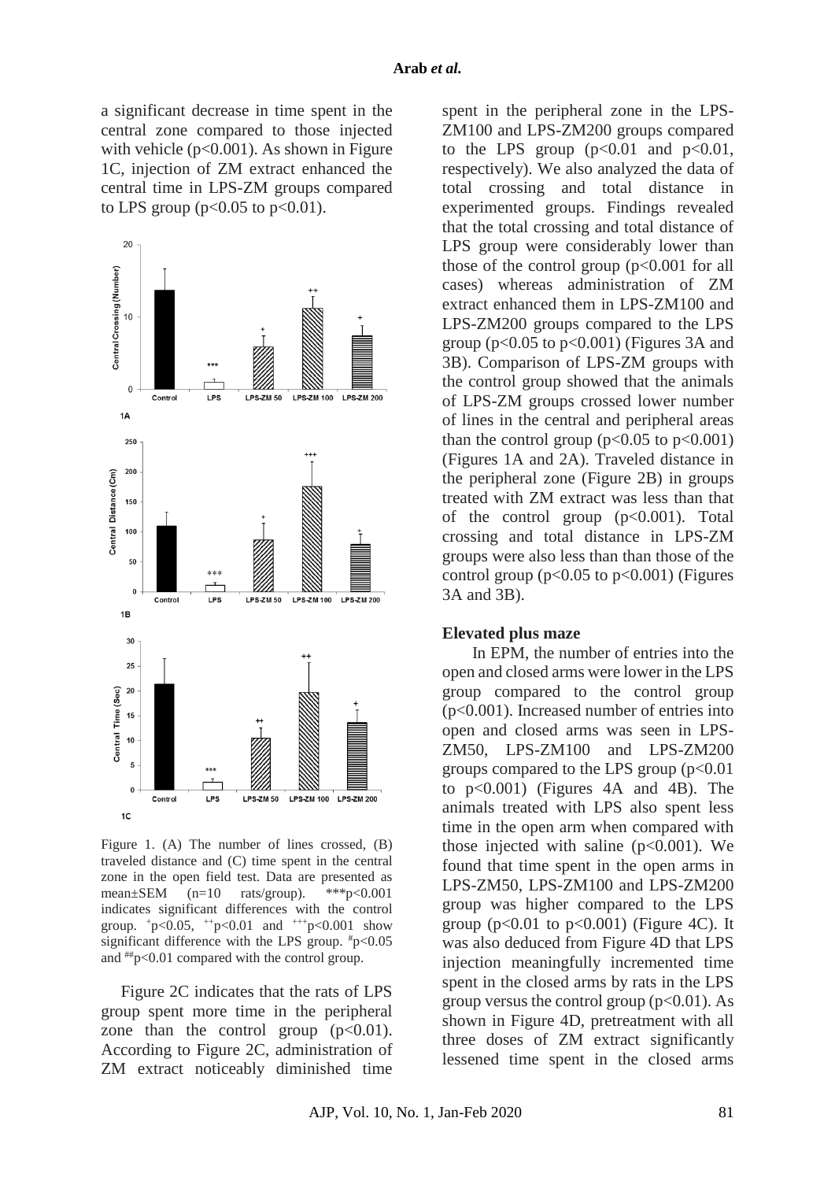a significant decrease in time spent in the central zone compared to those injected with vehicle ($p<0.001$). As shown in Figure 1C, injection of ZM extract enhanced the central time in LPS-ZM groups compared to LPS group ($p<0.05$ to $p<0.01$).

Figure 1. (A) The number of lines crossed, (B) traveled distance and (C) time spent in the central zone in the open field test. Data are presented as mean±SEM (n=10 rats/group). $^{***}p<0.001$ indicates significant differences with the control group. $^{+}p<0.05$, $^{++}p<0.01$ and $^{+++}p<0.001$ show significant difference with the LPS group. $^{\#}p<0.05$ and $^{\#\#}p<0.01$ compared with the control group.

Figure 2C indicates that the rats of LPS group spent more time in the peripheral zone than the control group ($p<0.01$). According to Figure 2C, administration of ZM extract noticeably diminished time spent in the peripheral zone in the LPS-ZM100 and LPS-ZM200 groups compared to the LPS group ($p<0.01$ and $p<0.01$, respectively). We also analyzed the data of total crossing and total distance in experimented groups. Findings revealed that the total crossing and total distance of LPS group were considerably lower than those of the control group ($p<0.001$ for all cases) whereas administration of ZM extract enhanced them in LPS-ZM100 and LPS-ZM200 groups compared to the LPS group ($p<0.05$ to $p<0.001$) (Figures 3A and 3B). Comparison of LPS-ZM groups with the control group showed that the animals of LPS-ZM groups crossed lower number of lines in the central and peripheral areas than the control group ($p<0.05$ to $p<0.001$) (Figures 1A and 2A). Traveled distance in the peripheral zone (Figure 2B) in groups treated with ZM extract was less than that of the control group ($p<0.001$). Total crossing and total distance in LPS-ZM groups were also less than than those of the control group ($p<0.05$ to $p<0.001$) (Figures 3A and 3B).

### Elevated plus maze

In EPM, the number of entries into the open and closed arms were lower in the LPS group compared to the control group ($p<0.001$). Increased number of entries into open and closed arms was seen in LPS-ZM50, LPS-ZM100 and LPS-ZM200 groups compared to the LPS group ($p<0.01$ to $p<0.001$) (Figures 4A and 4B). The animals treated with LPS also spent less time in the open arm when compared with those injected with saline ($p<0.001$). We found that time spent in the open arms in LPS-ZM50, LPS-ZM100 and LPS-ZM200 group was higher compared to the LPS group ($p<0.01$ to $p<0.001$) (Figure 4C). It was also deduced from Figure 4D that LPS injection meaningfully incremented time spent in the closed arms by rats in the LPS group versus the control group ($p<0.01$). As shown in Figure 4D, pretreatment with all three doses of ZM extract significantly lessened time spent in the closed arms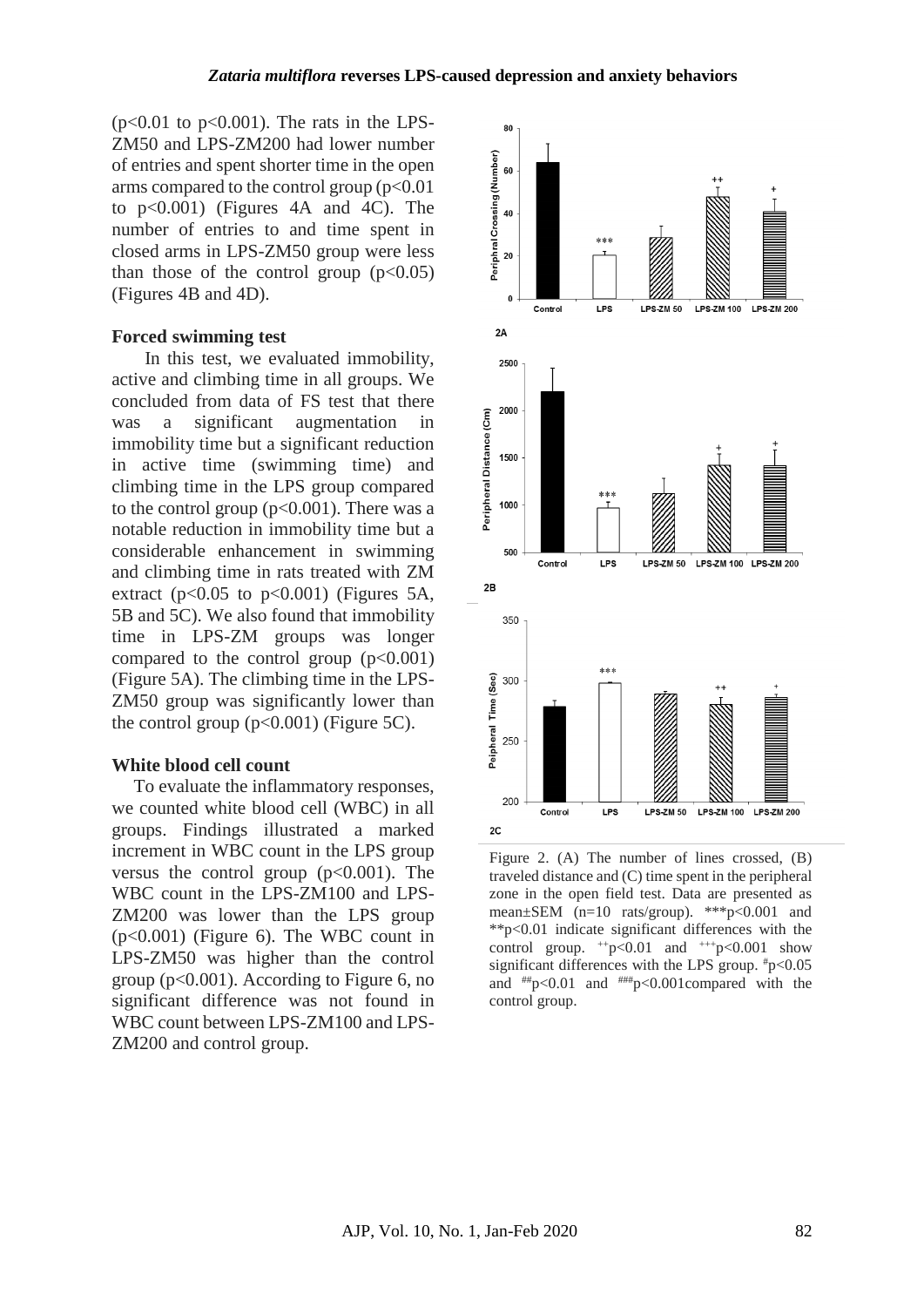($p<0.01$ to $p<0.001$). The rats in the LPS-ZM50 and LPS-ZM200 had lower number of entries and spent shorter time in the open arms compared to the control group ($p<0.01$ to $p<0.001$) (Figures 4A and 4C). The number of entries to and time spent in closed arms in LPS-ZM50 group were less than those of the control group ($p<0.05$) (Figures 4B and 4D).

### Forced swimming test

In this test, we evaluated immobility, active and climbing time in all groups. We concluded from data of FS test that there was a significant augmentation in immobility time but a significant reduction in active time (swimming time) and climbing time in the LPS group compared to the control group ($p<0.001$). There was a notable reduction in immobility time but a considerable enhancement in swimming and climbing time in rats treated with ZM extract ($p<0.05$ to $p<0.001$) (Figures 5A, 5B and 5C). We also found that immobility time in LPS-ZM groups was longer compared to the control group ($p<0.001$) (Figure 5A). The climbing time in the LPS-ZM50 group was significantly lower than the control group ($p<0.001$) (Figure 5C).

### White blood cell count

To evaluate the inflammatory responses, we counted white blood cell (WBC) in all groups. Findings illustrated a marked increment in WBC count in the LPS group versus the control group ($p<0.001$). The WBC count in the LPS-ZM100 and LPS-ZM200 was lower than the LPS group ($p<0.001$) (Figure 6). The WBC count in LPS-ZM50 was higher than the control group ($p<0.001$). According to Figure 6, no significant difference was not found in WBC count between LPS-ZM100 and LPS-ZM200 and control group.

Figure 2. (A) The number of lines crossed, (B) traveled distance and (C) time spent in the peripheral zone in the open field test. Data are presented as mean±SEM (n=10 rats/group). ***$p<0.001$ and **$p<0.01$ indicate significant differences with the control group. $^{++}p<0.01$ and $^{+++}p<0.001$ show significant differences with the LPS group. $^{\#}p<0.05$ and $^{\#\#}p<0.01$ and $^{\#\#\#}p<0.001$compared with the control group.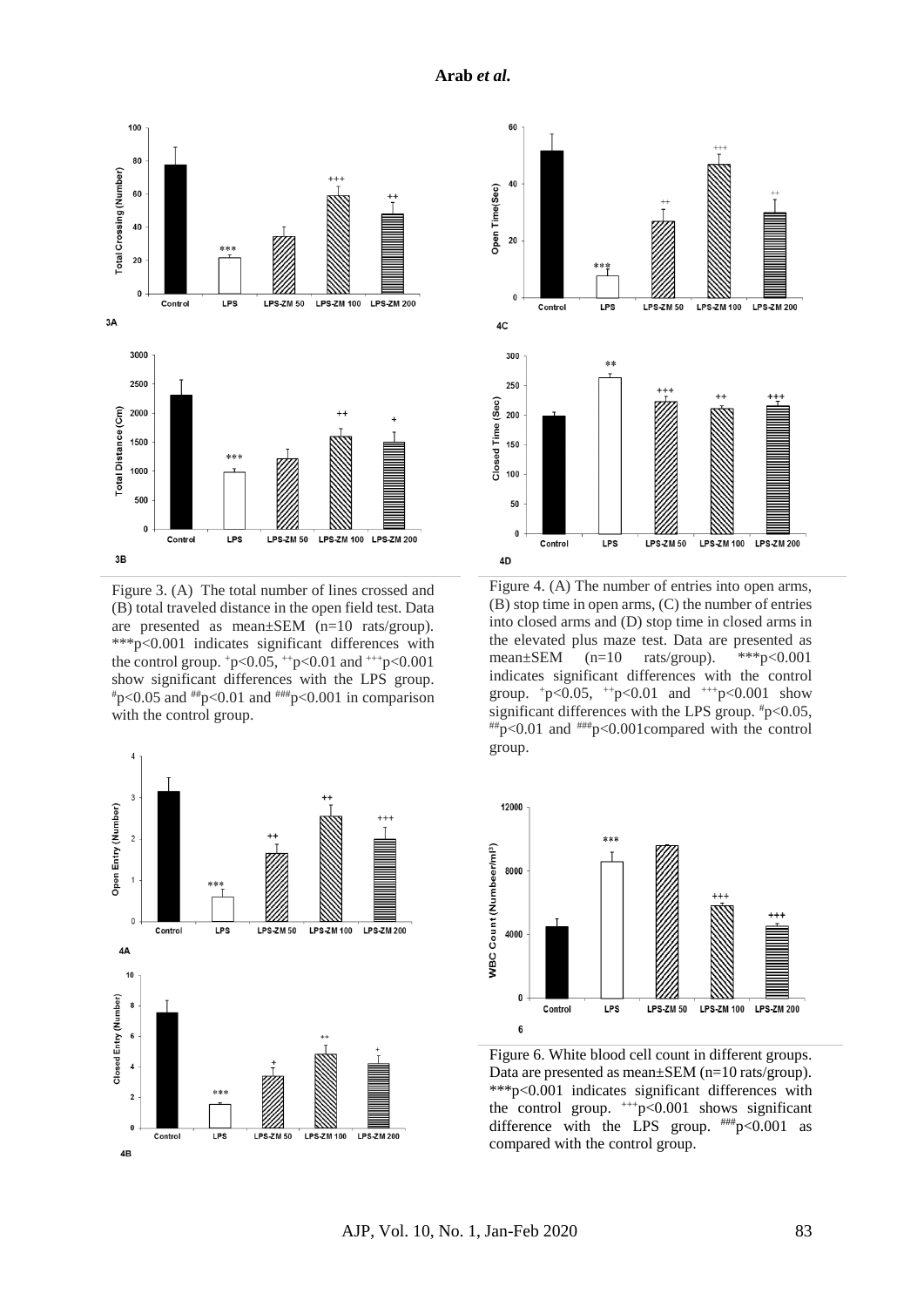Figure 3. (A) The total number of lines crossed and (B) total traveled distance in the open field test. Data are presented as mean±SEM (n=10 rats/group). ***$p<0.001$ indicates significant differences with the control group. $^{+}p<0.05$, $^{++}p<0.01$ and $^{+++}p<0.001$ show significant differences with the LPS group. $^{\#}p<0.05$ and $^{\#\#}p<0.01$ and $^{\#\#\#}p<0.001$ in comparison with the control group.

Figure 4. (A) The number of entries into open arms, (B) stop time in open arms, (C) the number of entries into closed arms and (D) stop time in closed arms in the elevated plus maze test. Data are presented as mean±SEM (n=10 rats/group). ***$p<0.001$ indicates significant differences with the control group. $^{+}p<0.05$, $^{++}p<0.01$ and $^{+++}p<0.001$ show significant differences with the LPS group. $^{\#}p<0.05$, $^{\#\#}p<0.01$ and $^{\#\#\#}p<0.001$compared with the control group.

Figure 6. White blood cell count in different groups. Data are presented as mean±SEM (n=10 rats/group). ***$p<0.001$ indicates significant differences with the control group. $^{+++}p<0.001$ shows significant difference with the LPS group. $^{\#\#\#}p<0.001$ as compared with the control group.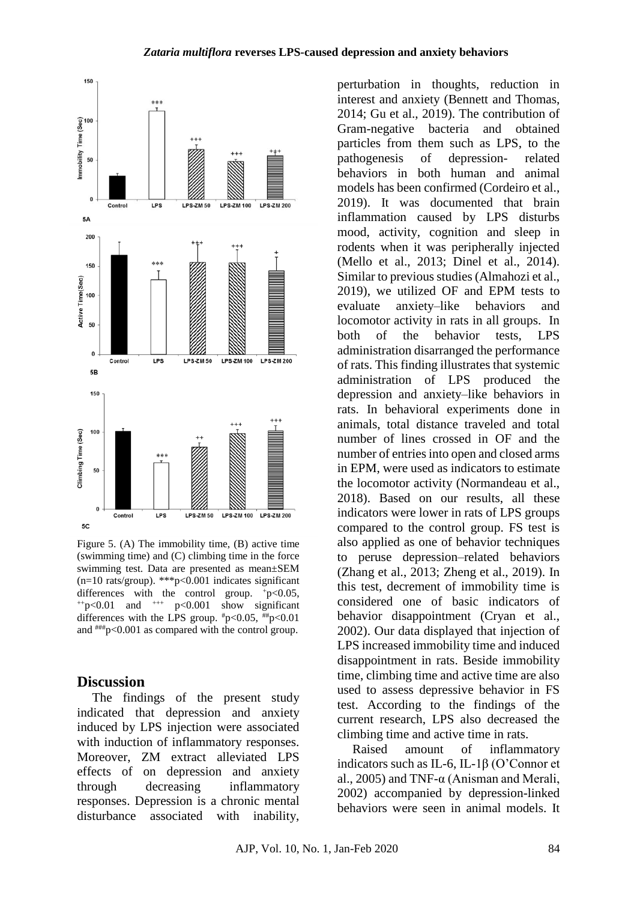Figure 5. (A) The immobility time, (B) active time (swimming time) and (C) climbing time in the force swimming test. Data are presented as mean±SEM (n=10 rats/group). ***p<0.001 indicates significant differences with the control group. +p<0.05, ++p<0.01 and +++ p<0.001 show significant differences with the LPS group. #p<0.05, ##p<0.01 and ###p<0.001 as compared with the control group.

## Discussion

The findings of the present study indicated that depression and anxiety induced by LPS injection were associated with induction of inflammatory responses. Moreover, ZM extract alleviated LPS effects of on depression and anxiety through decreasing inflammatory responses. Depression is a chronic mental disturbance associated with inability, perturbation in thoughts, reduction in interest and anxiety (Bennett and Thomas, 2014; Gu et al., 2019). The contribution of Gram-negative bacteria and obtained particles from them such as LPS, to the pathogenesis of depression- related behaviors in both human and animal models has been confirmed (Cordeiro et al., 2019). It was documented that brain inflammation caused by LPS disturbs mood, activity, cognition and sleep in rodents when it was peripherally injected (Mello et al., 2013; Dinel et al., 2014). Similar to previous studies (Almahozi et al., 2019), we utilized OF and EPM tests to evaluate anxiety–like behaviors and locomotor activity in rats in all groups. In both of the behavior tests, LPS administration disarranged the performance of rats. This finding illustrates that systemic administration of LPS produced the depression and anxiety–like behaviors in rats. In behavioral experiments done in animals, total distance traveled and total number of lines crossed in OF and the number of entries into open and closed arms in EPM, were used as indicators to estimate the locomotor activity (Normandeau et al., 2018). Based on our results, all these indicators were lower in rats of LPS groups compared to the control group. FS test is also applied as one of behavior techniques to peruse depression–related behaviors (Zhang et al., 2013; Zheng et al., 2019). In this test, decrement of immobility time is considered one of basic indicators of behavior disappointment (Cryan et al., 2002). Our data displayed that injection of LPS increased immobility time and induced disappointment in rats. Beside immobility time, climbing time and active time are also used to assess depressive behavior in FS test. According to the findings of the current research, LPS also decreased the climbing time and active time in rats.

Raised amount of inflammatory indicators such as IL-6, IL-1β (O'Connor et al., 2005) and TNF-α (Anisman and Merali, 2002) accompanied by depression-linked behaviors were seen in animal models. It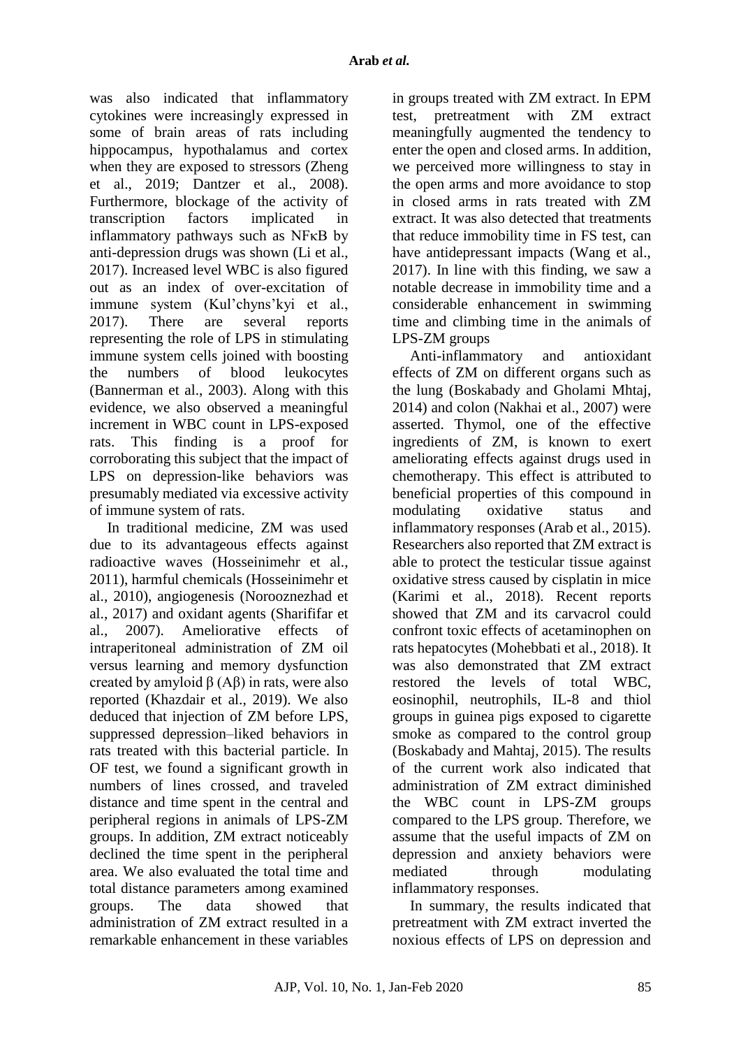was also indicated that inflammatory cytokines were increasingly expressed in some of brain areas of rats including hippocampus, hypothalamus and cortex when they are exposed to stressors (Zheng et al., 2019; Dantzer et al., 2008). Furthermore, blockage of the activity of transcription factors implicated in inflammatory pathways such as NFκB by anti-depression drugs was shown (Li et al., 2017). Increased level WBC is also figured out as an index of over-excitation of immune system (Kul'chyns'kyi et al., 2017). There are several reports representing the role of LPS in stimulating immune system cells joined with boosting the numbers of blood leukocytes (Bannerman et al., 2003). Along with this evidence, we also observed a meaningful increment in WBC count in LPS-exposed rats. This finding is a proof for corroborating this subject that the impact of LPS on depression-like behaviors was presumably mediated via excessive activity of immune system of rats.

In traditional medicine, ZM was used due to its advantageous effects against radioactive waves (Hosseinimehr et al., 2011), harmful chemicals (Hosseinimehr et al., 2010), angiogenesis (Norooznezhad et al., 2017) and oxidant agents (Sharififar et al., 2007). Ameliorative effects of intraperitoneal administration of ZM oil versus learning and memory dysfunction created by amyloid β (Aβ) in rats, were also reported (Khazdair et al., 2019). We also deduced that injection of ZM before LPS, suppressed depression–liked behaviors in rats treated with this bacterial particle. In OF test, we found a significant growth in numbers of lines crossed, and traveled distance and time spent in the central and peripheral regions in animals of LPS-ZM groups. In addition, ZM extract noticeably declined the time spent in the peripheral area. We also evaluated the total time and total distance parameters among examined groups. The data showed that administration of ZM extract resulted in a remarkable enhancement in these variables in groups treated with ZM extract. In EPM test, pretreatment with ZM extract meaningfully augmented the tendency to enter the open and closed arms. In addition, we perceived more willingness to stay in the open arms and more avoidance to stop in closed arms in rats treated with ZM extract. It was also detected that treatments that reduce immobility time in FS test, can have antidepressant impacts (Wang et al., 2017). In line with this finding, we saw a notable decrease in immobility time and a considerable enhancement in swimming time and climbing time in the animals of LPS-ZM groups

Anti-inflammatory and antioxidant effects of ZM on different organs such as the lung (Boskabady and Gholami Mhtaj, 2014) and colon (Nakhai et al., 2007) were asserted. Thymol, one of the effective ingredients of ZM, is known to exert ameliorating effects against drugs used in chemotherapy. This effect is attributed to beneficial properties of this compound in modulating oxidative status and inflammatory responses (Arab et al., 2015). Researchers also reported that ZM extract is able to protect the testicular tissue against oxidative stress caused by cisplatin in mice (Karimi et al., 2018). Recent reports showed that ZM and its carvacrol could confront toxic effects of acetaminophen on rats hepatocytes (Mohebbati et al., 2018). It was also demonstrated that ZM extract restored the levels of total WBC, eosinophil, neutrophils, IL-8 and thiol groups in guinea pigs exposed to cigarette smoke as compared to the control group (Boskabady and Mahtaj, 2015). The results of the current work also indicated that administration of ZM extract diminished the WBC count in LPS-ZM groups compared to the LPS group. Therefore, we assume that the useful impacts of ZM on depression and anxiety behaviors were mediated through modulating inflammatory responses.

In summary, the results indicated that pretreatment with ZM extract inverted the noxious effects of LPS on depression and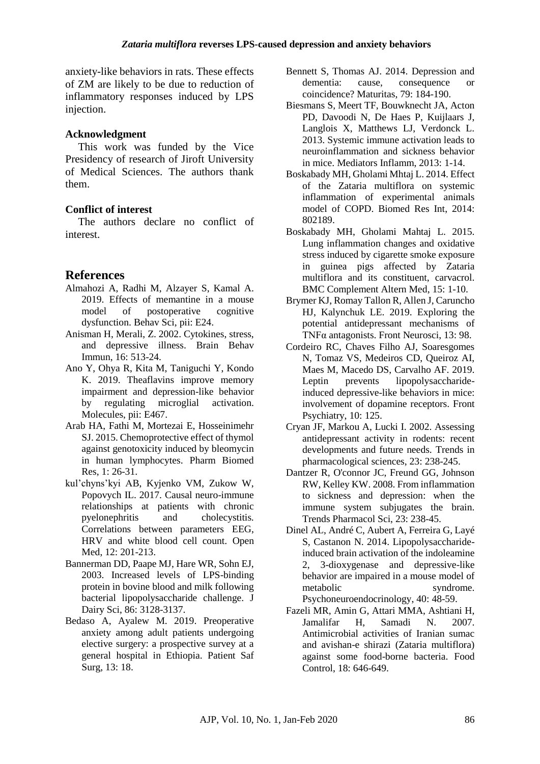anxiety-like behaviors in rats. These effects of ZM are likely to be due to reduction of inflammatory responses induced by LPS injection.

### Acknowledgment

This work was funded by the Vice Presidency of research of Jiroft University of Medical Sciences. The authors thank them.

### Conflict of interest

The authors declare no conflict of interest.

## References

Almahozi A, Radhi M, Alzayer S, Kamal A. 2019. Effects of memantine in a mouse model of postoperative cognitive dysfunction. Behav Sci, pii: E24.

Anisman H, Merali, Z. 2002. Cytokines, stress, and depressive illness. Brain Behav Immun, 16: 513-24.

Ano Y, Ohya R, Kita M, Taniguchi Y, Kondo K. 2019. Theaflavins improve memory impairment and depression-like behavior by regulating microglial activation. Molecules, pii: E467.

Arab HA, Fathi M, Mortezai E, Hosseinimehr SJ. 2015. Chemoprotective effect of thymol against genotoxicity induced by bleomycin in human lymphocytes. Pharm Biomed Res, 1: 26-31.

kul'chyns'kyi AB, Kyjenko VM, Zukow W, Popovych IL. 2017. Causal neuro-immune relationships at patients with chronic pyelonephritis and cholecystitis. Correlations between parameters EEG, HRV and white blood cell count. Open Med, 12: 201-213.

Bannerman DD, Paape MJ, Hare WR, Sohn EJ, 2003. Increased levels of LPS-binding protein in bovine blood and milk following bacterial lipopolysaccharide challenge. J Dairy Sci, 86: 3128-3137.

Bedaso A, Ayalew M. 2019. Preoperative anxiety among adult patients undergoing elective surgery: a prospective survey at a general hospital in Ethiopia. Patient Saf Surg, 13: 18.

Bennett S, Thomas AJ. 2014. Depression and dementia: cause, consequence or coincidence? Maturitas, 79: 184-190.

Biesmans S, Meert TF, Bouwknecht JA, Acton PD, Davoodi N, De Haes P, Kuijlaars J, Langlois X, Matthews LJ, Verdonck L. 2013. Systemic immune activation leads to neuroinflammation and sickness behavior in mice. Mediators Inflamm, 2013: 1-14.

Boskabady MH, Gholami Mhtaj L. 2014. Effect of the Zataria multiflora on systemic inflammation of experimental animals model of COPD. Biomed Res Int, 2014: 802189.

Boskabady MH, Gholami Mahtaj L. 2015. Lung inflammation changes and oxidative stress induced by cigarette smoke exposure in guinea pigs affected by Zataria multiflora and its constituent, carvacrol. BMC Complement Altern Med, 15: 1-10.

Brymer KJ, Romay Tallon R, Allen J, Caruncho HJ, Kalynchuk LE. 2019. Exploring the potential antidepressant mechanisms of TNFα antagonists. Front Neurosci, 13: 98.

Cordeiro RC, Chaves Filho AJ, Soaresgomes N, Tomaz VS, Medeiros CD, Queiroz AI, Maes M, Macedo DS, Carvalho AF. 2019. Leptin prevents lipopolysaccharide-induced depressive-like behaviors in mice: involvement of dopamine receptors. Front Psychiatry, 10: 125.

Cryan JF, Markou A, Lucki I. 2002. Assessing antidepressant activity in rodents: recent developments and future needs. Trends in pharmacological sciences, 23: 238-245.

Dantzer R, O'connor JC, Freund GG, Johnson RW, Kelley KW. 2008. From inflammation to sickness and depression: when the immune system subjugates the brain. Trends Pharmacol Sci, 23: 238-45.

Dinel AL, André C, Aubert A, Ferreira G, Layé S, Castanon N. 2014. Lipopolysaccharide-induced brain activation of the indoleamine 2, 3-dioxygenase and depressive-like behavior are impaired in a mouse model of metabolic syndrome. Psychoneuroendocrinology, 40: 48-59.

Fazeli MR, Amin G, Attari MMA, Ashtiani H, Jamalifar H, Samadi N. 2007. Antimicrobial activities of Iranian sumac and avishan-e shirazi (Zataria multiflora) against some food-borne bacteria. Food Control, 18: 646-649.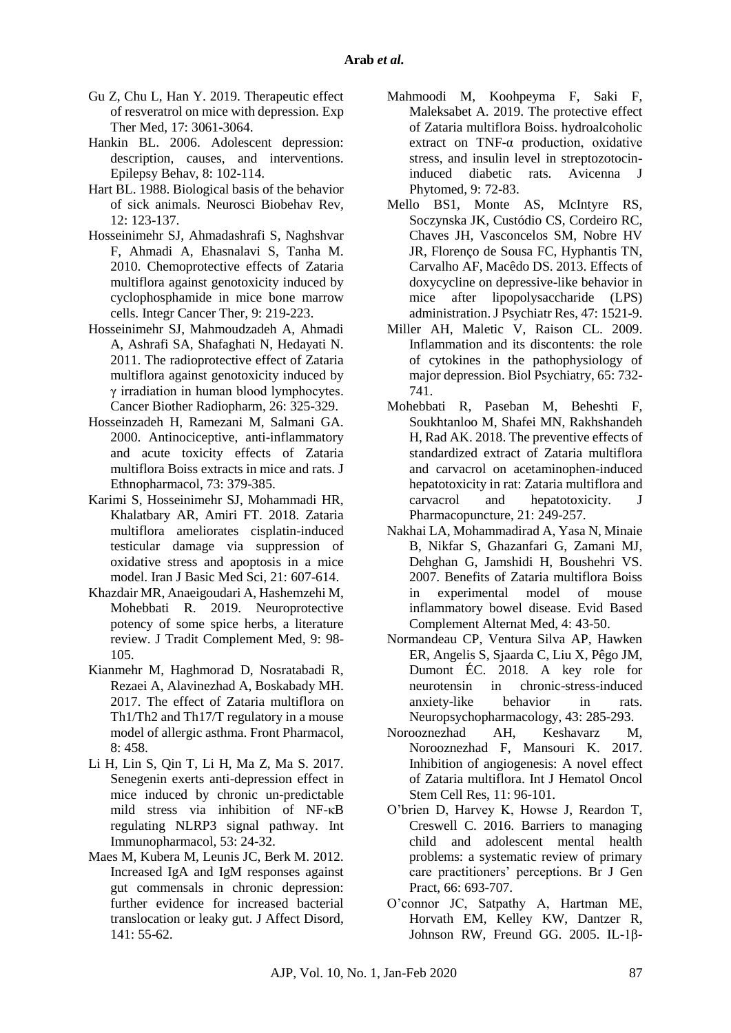Gu Z, Chu L, Han Y. 2019. Therapeutic effect of resveratrol on mice with depression. Exp Ther Med, 17: 3061-3064.

Hankin BL. 2006. Adolescent depression: description, causes, and interventions. Epilepsy Behav, 8: 102-114.

Hart BL. 1988. Biological basis of the behavior of sick animals. Neurosci Biobehav Rev, 12: 123-137.

Hosseinimehr SJ, Ahmadashrafi S, Naghshvar F, Ahmadi A, Ehasnalavi S, Tanha M. 2010. Chemoprotective effects of Zataria multiflora against genotoxicity induced by cyclophosphamide in mice bone marrow cells. Integr Cancer Ther, 9: 219-223.

Hosseinimehr SJ, Mahmoudzadeh A, Ahmadi A, Ashrafi SA, Shafaghati N, Hedayati N. 2011. The radioprotective effect of Zataria multiflora against genotoxicity induced by γ irradiation in human blood lymphocytes. Cancer Biother Radiopharm, 26: 325-329.

Hosseinzadeh H, Ramezani M, Salmani GA. 2000. Antinociceptive, anti-inflammatory and acute toxicity effects of Zataria multiflora Boiss extracts in mice and rats. J Ethnopharmacol, 73: 379-385.

Karimi S, Hosseinimehr SJ, Mohammadi HR, Khalatbary AR, Amiri FT. 2018. Zataria multiflora ameliorates cisplatin-induced testicular damage via suppression of oxidative stress and apoptosis in a mice model. Iran J Basic Med Sci, 21: 607-614.

Khazdair MR, Anaeigoudari A, Hashemzehi M, Mohebbati R. 2019. Neuroprotective potency of some spice herbs, a literature review. J Tradit Complement Med, 9: 98-105.

Kianmehr M, Haghmorad D, Nosratabadi R, Rezaei A, Alavinezhad A, Boskabady MH. 2017. The effect of Zataria multiflora on Th1/Th2 and Th17/T regulatory in a mouse model of allergic asthma. Front Pharmacol, 8: 458.

Li H, Lin S, Qin T, Li H, Ma Z, Ma S. 2017. Senegenin exerts anti-depression effect in mice induced by chronic un-predictable mild stress via inhibition of NF-κB regulating NLRP3 signal pathway. Int Immunopharmacol, 53: 24-32.

Maes M, Kubera M, Leunis JC, Berk M. 2012. Increased IgA and IgM responses against gut commensals in chronic depression: further evidence for increased bacterial translocation or leaky gut. J Affect Disord, 141: 55-62.

Mahmoodi M, Koohpeyma F, Saki F, Maleksabet A. 2019. The protective effect of Zataria multiflora Boiss. hydroalcoholic extract on TNF-α production, oxidative stress, and insulin level in streptozotocin-induced diabetic rats. Avicenna J Phytomed, 9: 72-83.

Mello BS1, Monte AS, McIntyre RS, Soczynska JK, Custódio CS, Cordeiro RC, Chaves JH, Vasconcelos SM, Nobre HV JR, Florenço de Sousa FC, Hyphantis TN, Carvalho AF, Macêdo DS. 2013. Effects of doxycycline on depressive-like behavior in mice after lipopolysaccharide (LPS) administration. J Psychiatr Res, 47: 1521-9.

Miller AH, Maletic V, Raison CL. 2009. Inflammation and its discontents: the role of cytokines in the pathophysiology of major depression. Biol Psychiatry, 65: 732-741.

Mohebbati R, Paseban M, Beheshti F, Soukhtanloo M, Shafei MN, Rakhshandeh H, Rad AK. 2018. The preventive effects of standardized extract of Zataria multiflora and carvacrol on acetaminophen-induced hepatotoxicity in rat: Zataria multiflora and carvacrol and hepatotoxicity. J Pharmacopuncture, 21: 249-257.

Nakhai LA, Mohammadirad A, Yasa N, Minaie B, Nikfar S, Ghazanfari G, Zamani MJ, Dehghan G, Jamshidi H, Boushehri VS. 2007. Benefits of Zataria multiflora Boiss in experimental model of mouse inflammatory bowel disease. Evid Based Complement Alternat Med, 4: 43-50.

Normandeau CP, Ventura Silva AP, Hawken ER, Angelis S, Sjaarda C, Liu X, Pêgo JM, Dumont ÉC. 2018. A key role for neurotensin in chronic-stress-induced anxiety-like behavior in rats. Neuropsychopharmacology, 43: 285-293.

Norooznezhad AH, Keshavarz M, Norooznezhad F, Mansouri K. 2017. Inhibition of angiogenesis: A novel effect of Zataria multiflora. Int J Hematol Oncol Stem Cell Res, 11: 96-101.

O'brien D, Harvey K, Howse J, Reardon T, Creswell C. 2016. Barriers to managing child and adolescent mental health problems: a systematic review of primary care practitioners' perceptions. Br J Gen Pract, 66: 693-707.

O'connor JC, Satpathy A, Hartman ME, Horvath EM, Kelley KW, Dantzer R, Johnson RW, Freund GG. 2005. IL-1β-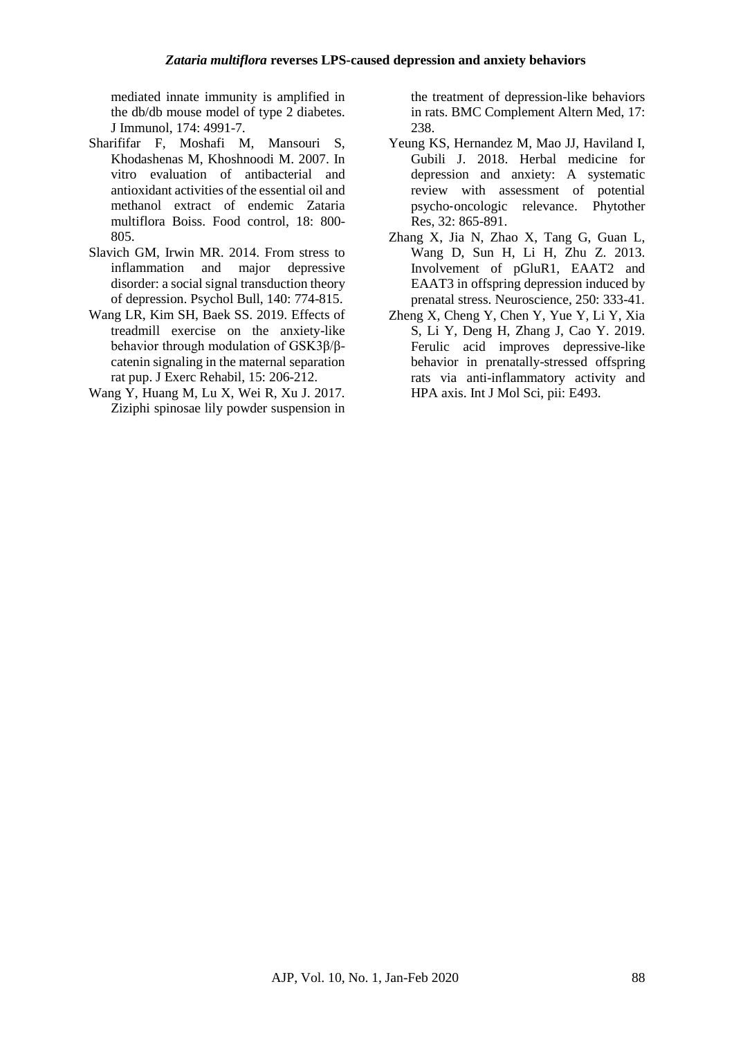mediated innate immunity is amplified in the db/db mouse model of type 2 diabetes. J Immunol, 174: 4991-7.

Sharififar F, Moshafi M, Mansouri S, Khodashenas M, Khoshnoodi M. 2007. In vitro evaluation of antibacterial and antioxidant activities of the essential oil and methanol extract of endemic Zataria multiflora Boiss. Food control, 18: 800-805.

Slavich GM, Irwin MR. 2014. From stress to inflammation and major depressive disorder: a social signal transduction theory of depression. Psychol Bull, 140: 774-815.

Wang LR, Kim SH, Baek SS. 2019. Effects of treadmill exercise on the anxiety-like behavior through modulation of GSK3β/β-catenin signaling in the maternal separation rat pup. J Exerc Rehabil, 15: 206-212.

Wang Y, Huang M, Lu X, Wei R, Xu J. 2017. Ziziphi spinosae lily powder suspension in the treatment of depression-like behaviors in rats. BMC Complement Altern Med, 17: 238.

Yeung KS, Hernandez M, Mao JJ, Haviland I, Gubili J. 2018. Herbal medicine for depression and anxiety: A systematic review with assessment of potential psycho-oncologic relevance. Phytother Res, 32: 865-891.

Zhang X, Jia N, Zhao X, Tang G, Guan L, Wang D, Sun H, Li H, Zhu Z. 2013. Involvement of pGluR1, EAAT2 and EAAT3 in offspring depression induced by prenatal stress. Neuroscience, 250: 333-41.

Zheng X, Cheng Y, Chen Y, Yue Y, Li Y, Xia S, Li Y, Deng H, Zhang J, Cao Y. 2019. Ferulic acid improves depressive-like behavior in prenatally-stressed offspring rats via anti-inflammatory activity and HPA axis. Int J Mol Sci, pii: E493.